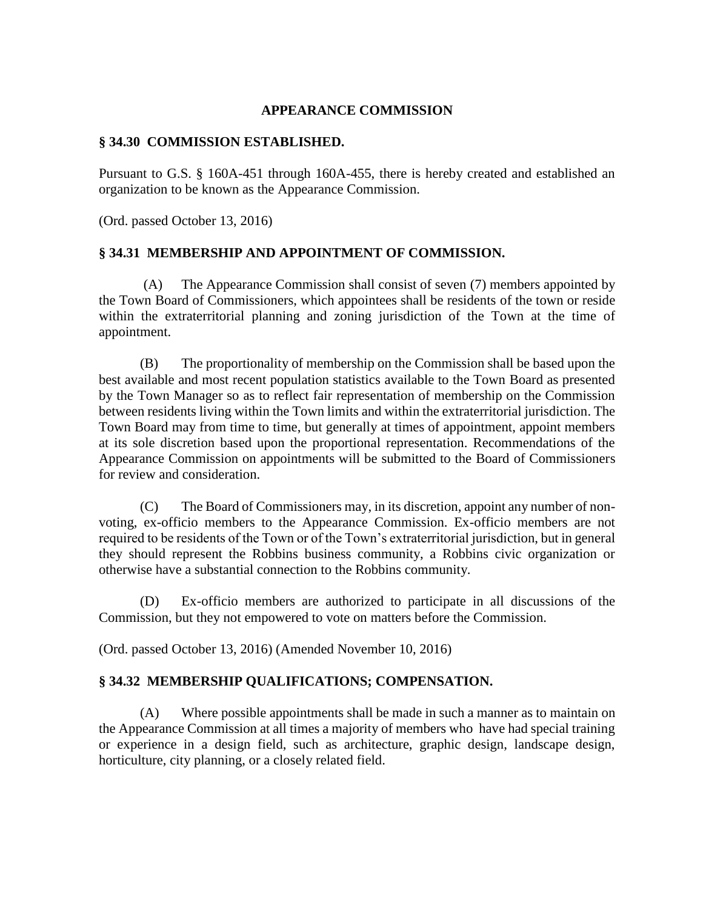## APPEARANCE COMMISSION

### § 34.30 COMMISSION ESTABLISHED.

Pursuant to G.S. § 160A-451 through 160A-455, there is hereby created and established an organization to be known as the Appearance Commission.

(Ord. passed October 13, 2016)

### § 34.31 MEMBERSHIP AND APPOINTMENT OF COMMISSION.

(A) The Appearance Commission shall consist of seven (7) members appointed by the Town Board of Commissioners, which appointees shall be residents of the town or reside within the extraterritorial planning and zoning jurisdiction of the Town at the time of appointment.

(B) The proportionality of membership on the Commission shall be based upon the best available and most recent population statistics available to the Town Board as presented by the Town Manager so as to reflect fair representation of membership on the Commission between residents living within the Town limits and within the extraterritorial jurisdiction. The Town Board may from time to time, but generally at times of appointment, appoint members at its sole discretion based upon the proportional representation. Recommendations of the Appearance Commission on appointments will be submitted to the Board of Commissioners for review and consideration.

(C) The Board of Commissioners may, in its discretion, appoint any number of non-voting, ex-officio members to the Appearance Commission. Ex-officio members are not required to be residents of the Town or of the Town's extraterritorial jurisdiction, but in general they should represent the Robbins business community, a Robbins civic organization or otherwise have a substantial connection to the Robbins community.

(D) Ex-officio members are authorized to participate in all discussions of the Commission, but they not empowered to vote on matters before the Commission.

(Ord. passed October 13, 2016) (Amended November 10, 2016)

### § 34.32 MEMBERSHIP QUALIFICATIONS; COMPENSATION.

(A) Where possible appointments shall be made in such a manner as to maintain on the Appearance Commission at all times a majority of members who have had special training or experience in a design field, such as architecture, graphic design, landscape design, horticulture, city planning, or a closely related field.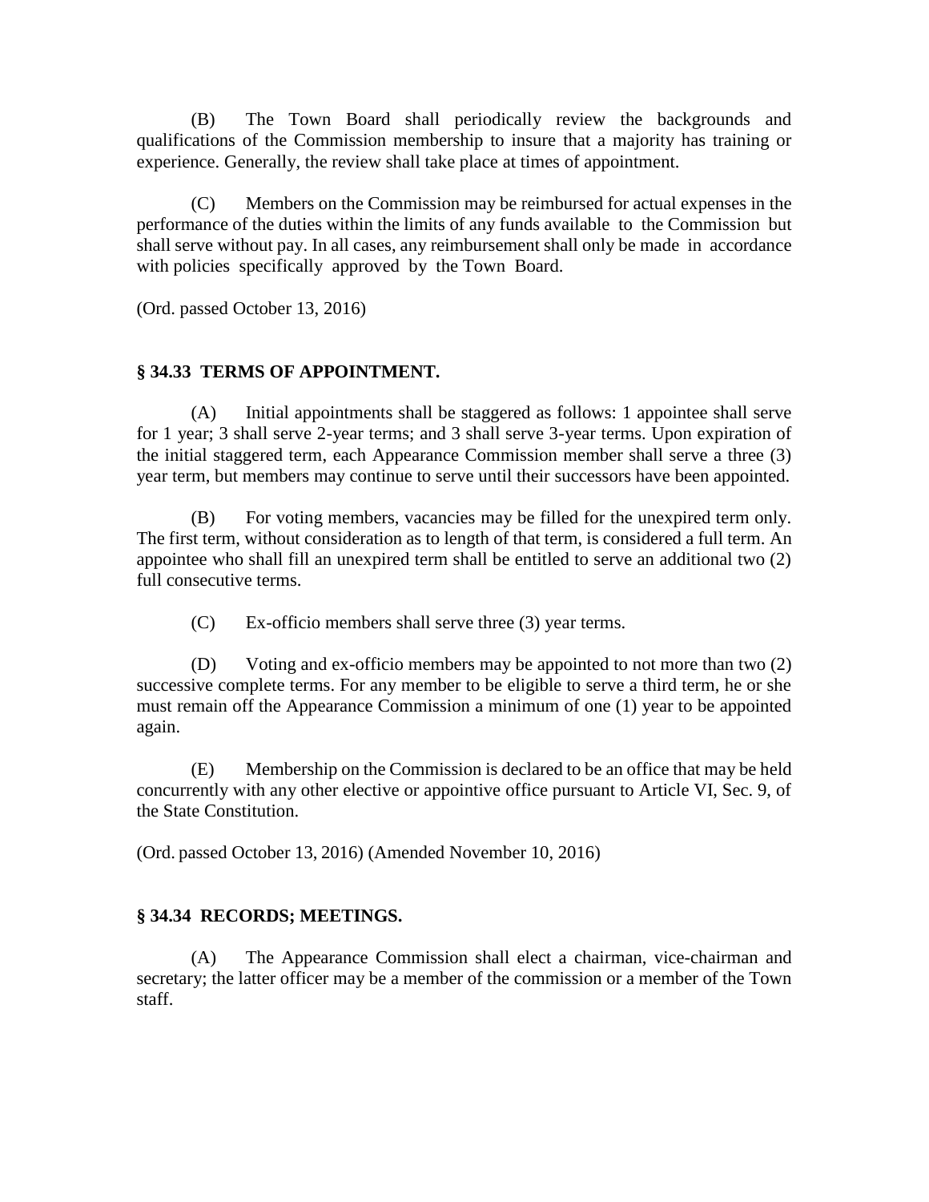(B) The Town Board shall periodically review the backgrounds and qualifications of the Commission membership to insure that a majority has training or experience. Generally, the review shall take place at times of appointment.

(C) Members on the Commission may be reimbursed for actual expenses in the performance of the duties within the limits of any funds available to the Commission but shall serve without pay. In all cases, any reimbursement shall only be made in accordance with policies specifically approved by the Town Board.

(Ord. passed October 13, 2016)

**§ 34.33 TERMS OF APPOINTMENT.**

(A) Initial appointments shall be staggered as follows: 1 appointee shall serve for 1 year; 3 shall serve 2-year terms; and 3 shall serve 3-year terms. Upon expiration of the initial staggered term, each Appearance Commission member shall serve a three (3) year term, but members may continue to serve until their successors have been appointed.

(B) For voting members, vacancies may be filled for the unexpired term only. The first term, without consideration as to length of that term, is considered a full term. An appointee who shall fill an unexpired term shall be entitled to serve an additional two (2) full consecutive terms.

(C) Ex-officio members shall serve three (3) year terms.

(D) Voting and ex-officio members may be appointed to not more than two (2) successive complete terms. For any member to be eligible to serve a third term, he or she must remain off the Appearance Commission a minimum of one (1) year to be appointed again.

(E) Membership on the Commission is declared to be an office that may be held concurrently with any other elective or appointive office pursuant to Article VI, Sec. 9, of the State Constitution.

(Ord. passed October 13, 2016) (Amended November 10, 2016)

**§ 34.34 RECORDS; MEETINGS.**

(A) The Appearance Commission shall elect a chairman, vice-chairman and secretary; the latter officer may be a member of the commission or a member of the Town staff.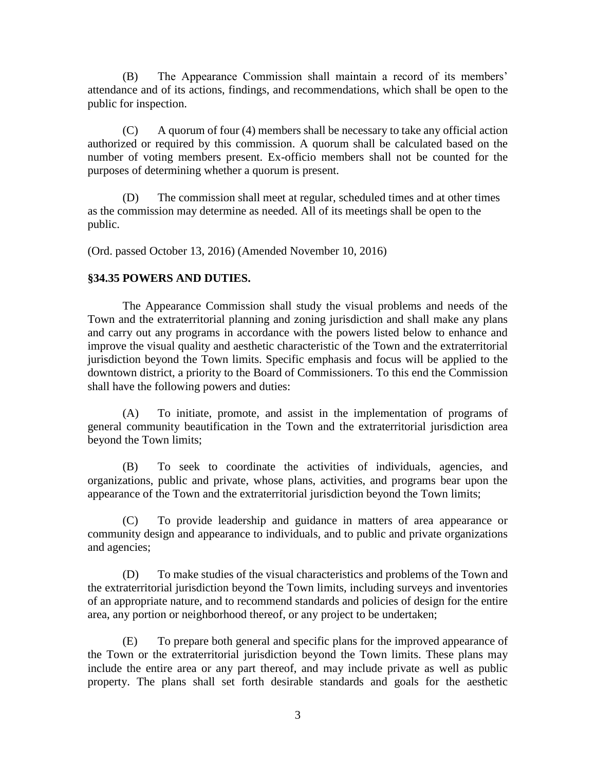(B) The Appearance Commission shall maintain a record of its members' attendance and of its actions, findings, and recommendations, which shall be open to the public for inspection.

(C) A quorum of four (4) members shall be necessary to take any official action authorized or required by this commission. A quorum shall be calculated based on the number of voting members present. Ex-officio members shall not be counted for the purposes of determining whether a quorum is present.

(D) The commission shall meet at regular, scheduled times and at other times as the commission may determine as needed. All of its meetings shall be open to the public.

(Ord. passed October 13, 2016) (Amended November 10, 2016)

**§34.35 POWERS AND DUTIES.**

The Appearance Commission shall study the visual problems and needs of the Town and the extraterritorial planning and zoning jurisdiction and shall make any plans and carry out any programs in accordance with the powers listed below to enhance and improve the visual quality and aesthetic characteristic of the Town and the extraterritorial jurisdiction beyond the Town limits. Specific emphasis and focus will be applied to the downtown district, a priority to the Board of Commissioners. To this end the Commission shall have the following powers and duties:

(A) To initiate, promote, and assist in the implementation of programs of general community beautification in the Town and the extraterritorial jurisdiction area beyond the Town limits;

(B) To seek to coordinate the activities of individuals, agencies, and organizations, public and private, whose plans, activities, and programs bear upon the appearance of the Town and the extraterritorial jurisdiction beyond the Town limits;

(C) To provide leadership and guidance in matters of area appearance or community design and appearance to individuals, and to public and private organizations and agencies;

(D) To make studies of the visual characteristics and problems of the Town and the extraterritorial jurisdiction beyond the Town limits, including surveys and inventories of an appropriate nature, and to recommend standards and policies of design for the entire area, any portion or neighborhood thereof, or any project to be undertaken;

(E) To prepare both general and specific plans for the improved appearance of the Town or the extraterritorial jurisdiction beyond the Town limits. These plans may include the entire area or any part thereof, and may include private as well as public property. The plans shall set forth desirable standards and goals for the aesthetic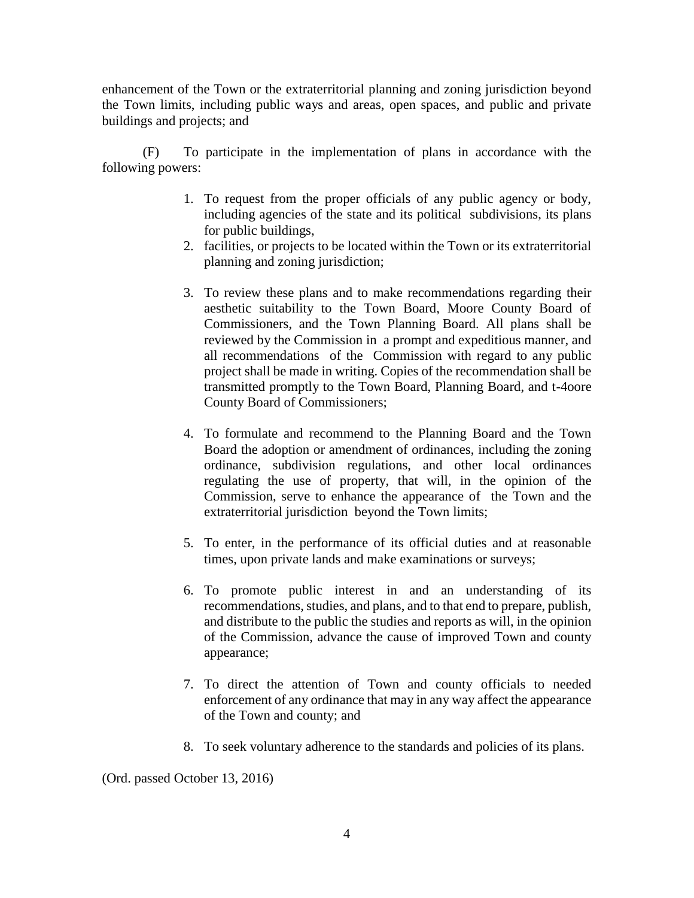enhancement of the Town or the extraterritorial planning and zoning jurisdiction beyond the Town limits, including public ways and areas, open spaces, and public and private buildings and projects; and

(F) To participate in the implementation of plans in accordance with the following powers:

1. To request from the proper officials of any public agency or body, including agencies of the state and its political subdivisions, its plans for public buildings,
2. facilities, or projects to be located within the Town or its extraterritorial planning and zoning jurisdiction;

3. To review these plans and to make recommendations regarding their aesthetic suitability to the Town Board, Moore County Board of Commissioners, and the Town Planning Board. All plans shall be reviewed by the Commission in a prompt and expeditious manner, and all recommendations of the Commission with regard to any public project shall be made in writing. Copies of the recommendation shall be transmitted promptly to the Town Board, Planning Board, and t-4oore County Board of Commissioners;

4. To formulate and recommend to the Planning Board and the Town Board the adoption or amendment of ordinances, including the zoning ordinance, subdivision regulations, and other local ordinances regulating the use of property, that will, in the opinion of the Commission, serve to enhance the appearance of the Town and the extraterritorial jurisdiction beyond the Town limits;

5. To enter, in the performance of its official duties and at reasonable times, upon private lands and make examinations or surveys;

6. To promote public interest in and an understanding of its recommendations, studies, and plans, and to that end to prepare, publish, and distribute to the public the studies and reports as will, in the opinion of the Commission, advance the cause of improved Town and county appearance;

7. To direct the attention of Town and county officials to needed enforcement of any ordinance that may in any way affect the appearance of the Town and county; and

8. To seek voluntary adherence to the standards and policies of its plans.

(Ord. passed October 13, 2016)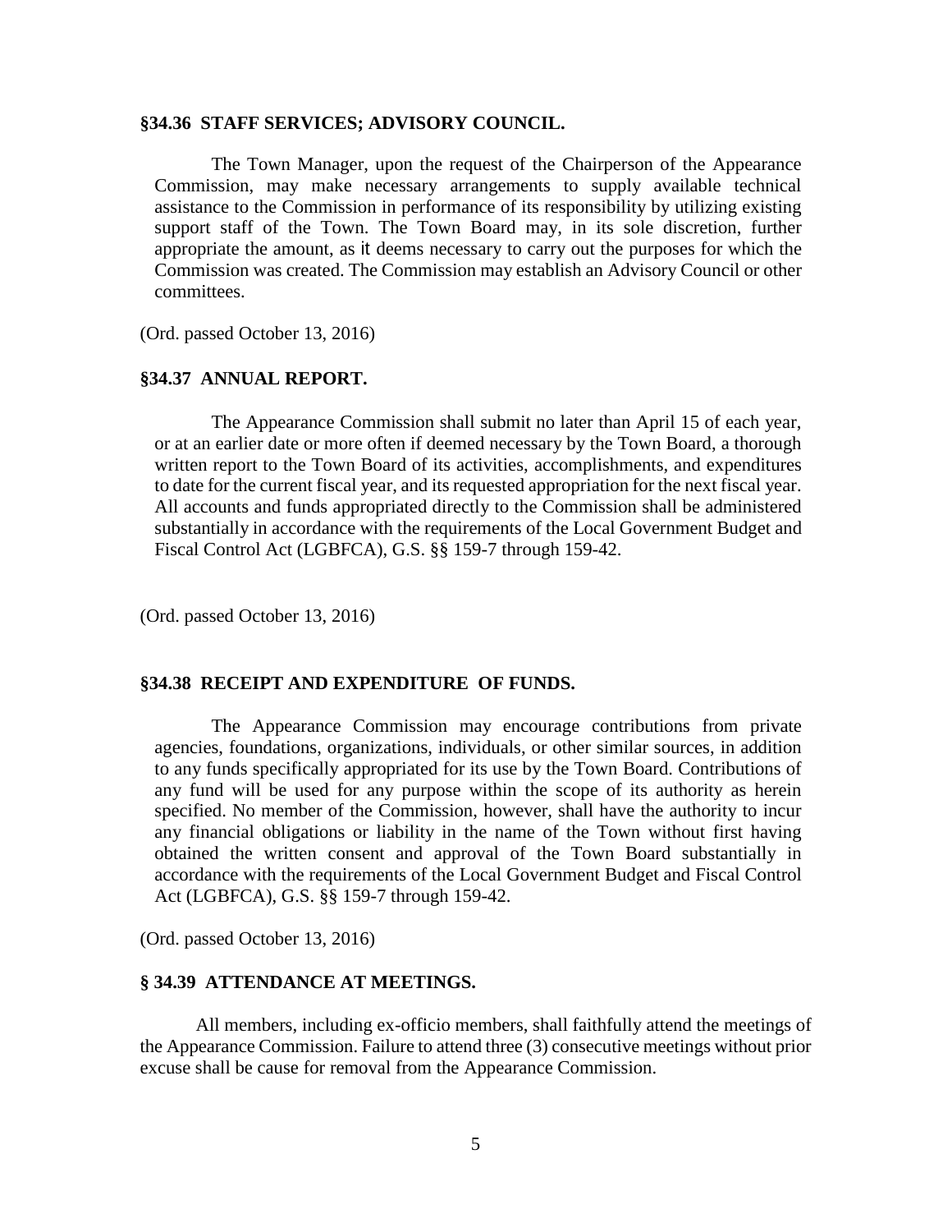### §34.36 STAFF SERVICES; ADVISORY COUNCIL.

The Town Manager, upon the request of the Chairperson of the Appearance Commission, may make necessary arrangements to supply available technical assistance to the Commission in performance of its responsibility by utilizing existing support staff of the Town. The Town Board may, in its sole discretion, further appropriate the amount, as it deems necessary to carry out the purposes for which the Commission was created. The Commission may establish an Advisory Council or other committees.

(Ord. passed October 13, 2016)

### §34.37 ANNUAL REPORT.

The Appearance Commission shall submit no later than April 15 of each year, or at an earlier date or more often if deemed necessary by the Town Board, a thorough written report to the Town Board of its activities, accomplishments, and expenditures to date for the current fiscal year, and its requested appropriation for the next fiscal year. All accounts and funds appropriated directly to the Commission shall be administered substantially in accordance with the requirements of the Local Government Budget and Fiscal Control Act (LGBFCA), G.S. §§ 159-7 through 159-42.

(Ord. passed October 13, 2016)

### §34.38 RECEIPT AND EXPENDITURE OF FUNDS.

The Appearance Commission may encourage contributions from private agencies, foundations, organizations, individuals, or other similar sources, in addition to any funds specifically appropriated for its use by the Town Board. Contributions of any fund will be used for any purpose within the scope of its authority as herein specified. No member of the Commission, however, shall have the authority to incur any financial obligations or liability in the name of the Town without first having obtained the written consent and approval of the Town Board substantially in accordance with the requirements of the Local Government Budget and Fiscal Control Act (LGBFCA), G.S. §§ 159-7 through 159-42.

(Ord. passed October 13, 2016)

### § 34.39 ATTENDANCE AT MEETINGS.

All members, including ex-officio members, shall faithfully attend the meetings of the Appearance Commission. Failure to attend three (3) consecutive meetings without prior excuse shall be cause for removal from the Appearance Commission.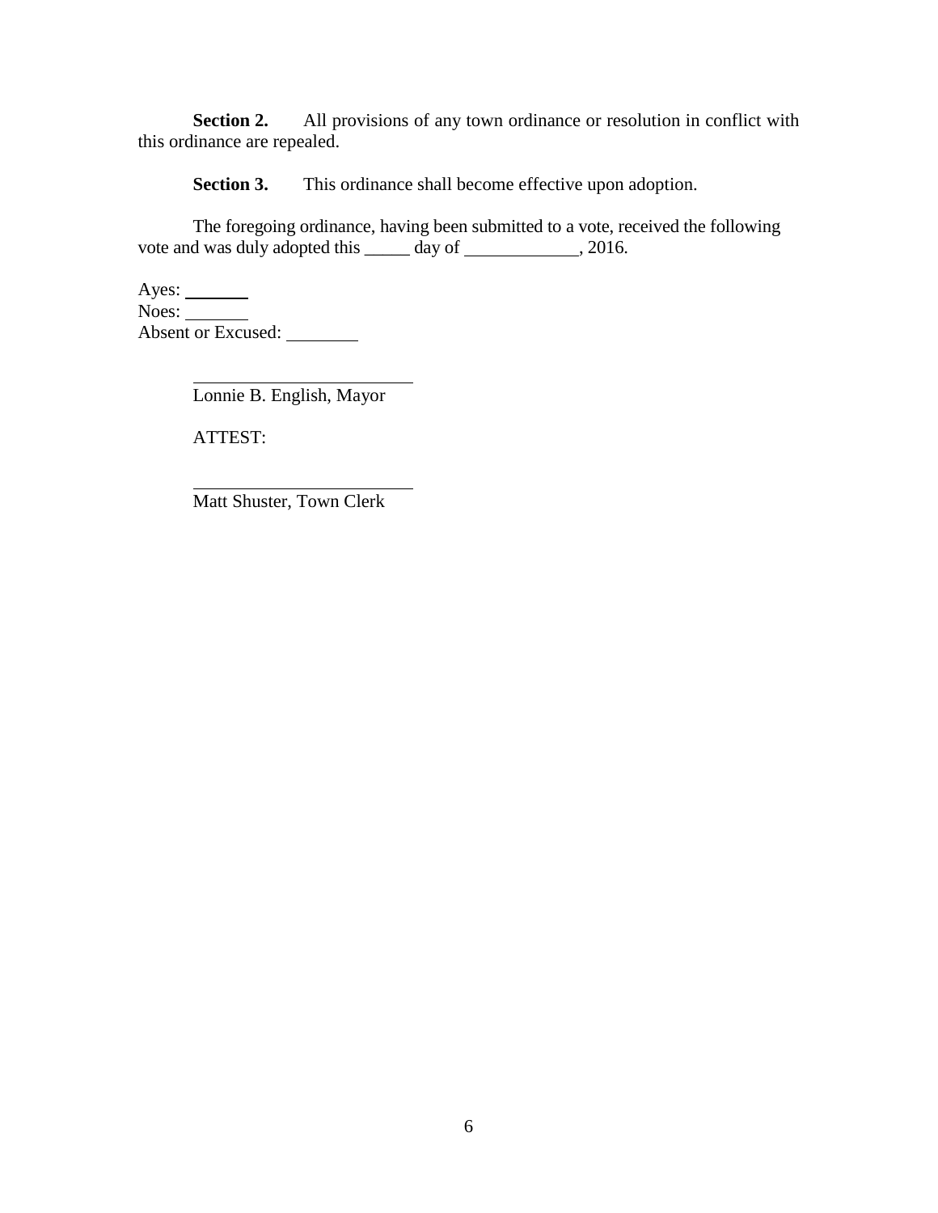**Section 2.** All provisions of any town ordinance or resolution in conflict with this ordinance are repealed.

**Section 3.** This ordinance shall become effective upon adoption.

The foregoing ordinance, having been submitted to a vote, received the following vote and was duly adopted this _____ day of ____________, 2016.

Ayes: _______
Noes: _______
Absent or Excused: ________

_________________________
Lonnie B. English, Mayor

ATTEST:

_________________________
Matt Shuster, Town Clerk